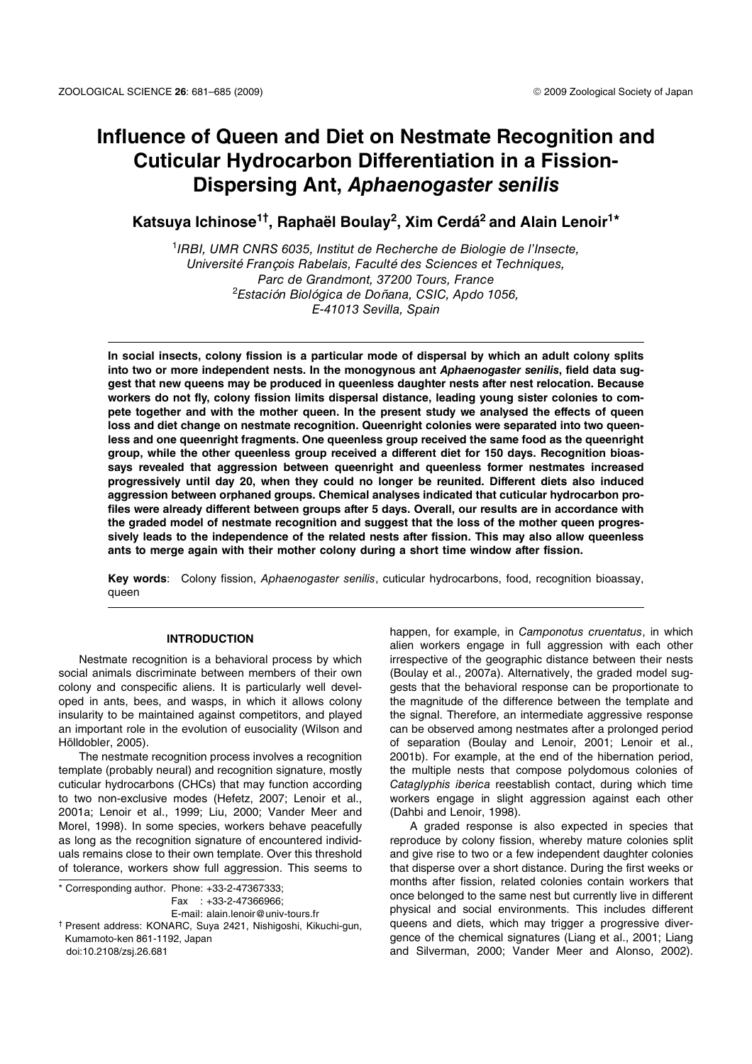# Influence of Queen and Diet on Nestmate Recognition and Cuticular Hydrocarbon Differentiation in a Fission-Dispersing Ant, *Aphaenogaster senilis*

**Katsuya Ichinose[1†], Raphaël Boulay[2], Xim Cerdá[2] and Alain Lenoir[1*]**

[1]IRBI, UMR CNRS 6035, Institut de Recherche de Biologie de l'Insecte, Université François Rabelais, Faculté des Sciences et Techniques, Parc de Grandmont, 37200 Tours, France
[2]Estación Biológica de Doñana, CSIC, Apdo 1056, E-41013 Sevilla, Spain

**In social insects, colony fission is a particular mode of dispersal by which an adult colony splits into two or more independent nests. In the monogynous ant *Aphaenogaster senilis*, field data suggest that new queens may be produced in queenless daughter nests after nest relocation. Because workers do not fly, colony fission limits dispersal distance, leading young sister colonies to compete together and with the mother queen. In the present study we analysed the effects of queen loss and diet change on nestmate recognition. Queenright colonies were separated into two queenless and one queenright fragments. One queenless group received the same food as the queenright group, while the other queenless group received a different diet for 150 days. Recognition bioassays revealed that aggression between queenright and queenless former nestmates increased progressively until day 20, when they could no longer be reunited. Different diets also induced aggression between orphaned groups. Chemical analyses indicated that cuticular hydrocarbon profiles were already different between groups after 5 days. Overall, our results are in accordance with the graded model of nestmate recognition and suggest that the loss of the mother queen progressively leads to the independence of the related nests after fission. This may also allow queenless ants to merge again with their mother colony during a short time window after fission.**

**Key words**: Colony fission, *Aphaenogaster senilis*, cuticular hydrocarbons, food, recognition bioassay, queen

## INTRODUCTION

Nestmate recognition is a behavioral process by which social animals discriminate between members of their own colony and conspecific aliens. It is particularly well developed in ants, bees, and wasps, in which it allows colony insularity to be maintained against competitors, and played an important role in the evolution of eusociality (Wilson and Hölldobler, 2005).

The nestmate recognition process involves a recognition template (probably neural) and recognition signature, mostly cuticular hydrocarbons (CHCs) that may function according to two non-exclusive modes (Hefetz, 2007; Lenoir et al., 2001a; Lenoir et al., 1999; Liu, 2000; Vander Meer and Morel, 1998). In some species, workers behave peacefully as long as the recognition signature of encountered individuals remains close to their own template. Over this threshold of tolerance, workers show full aggression. This seems to happen, for example, in *Camponotus cruentatus*, in which alien workers engage in full aggression with each other irrespective of the geographic distance between their nests (Boulay et al., 2007a). Alternatively, the graded model suggests that the behavioral response can be proportionate to the magnitude of the difference between the template and the signal. Therefore, an intermediate aggressive response can be observed among nestmates after a prolonged period of separation (Boulay and Lenoir, 2001; Lenoir et al., 2001b). For example, at the end of the hibernation period, the multiple nests that compose polydomous colonies of *Cataglyphis iberica* reestablish contact, during which time workers engage in slight aggression against each other (Dahbi and Lenoir, 1998).

A graded response is also expected in species that reproduce by colony fission, whereby mature colonies split and give rise to two or a few independent daughter colonies that disperse over a short distance. During the first weeks or months after fission, related colonies contain workers that once belonged to the same nest but currently live in different physical and social environments. This includes different queens and diets, which may trigger a progressive divergence of the chemical signatures (Liang et al., 2001; Liang and Silverman, 2000; Vander Meer and Alonso, 2002).

---

\* Corresponding author. Phone: +33-2-47367333;
Fax : +33-2-47366966;
E-mail: alain.lenoir@univ-tours.fr

† Present address: KONARC, Suya 2421, Nishigoshi, Kikuchi-gun, Kumamoto-ken 861-1192, Japan

doi:10.2108/zsj.26.681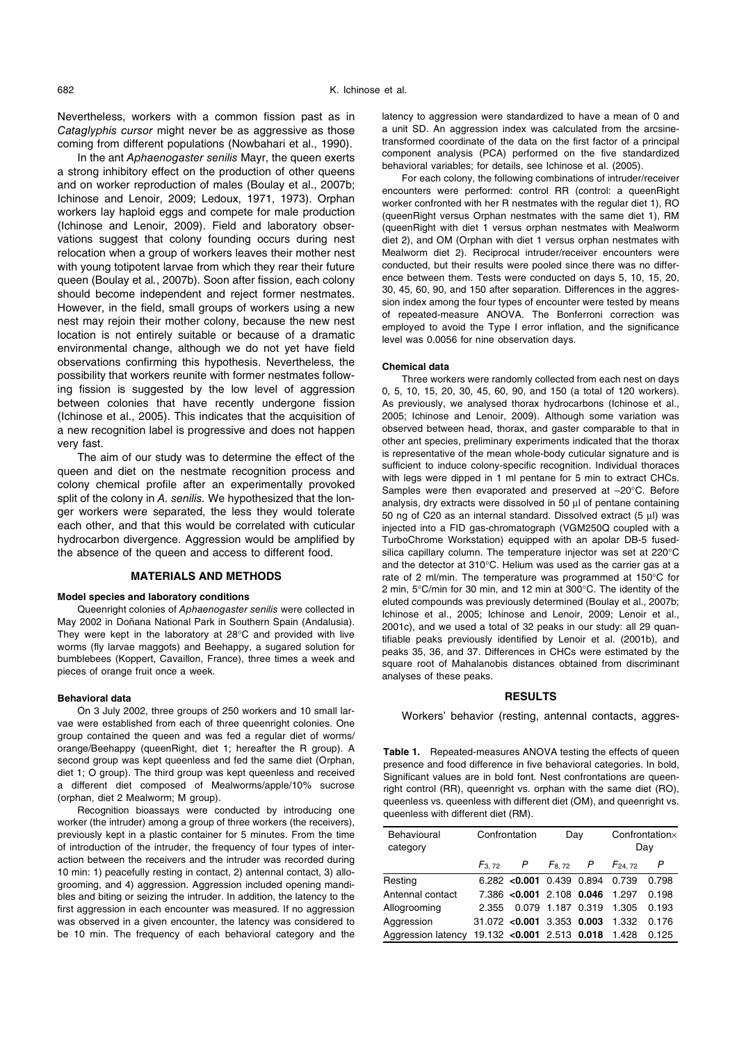Nevertheless, workers with a common fission past as in *Cataglyphis cursor* might never be as aggressive as those coming from different populations (Nowbahari et al., 1990).

In the ant *Aphaenogaster senilis* Mayr, the queen exerts a strong inhibitory effect on the production of other queens and on worker reproduction of males (Boulay et al., 2007b; Ichinose and Lenoir, 2009; Ledoux, 1971, 1973). Orphan workers lay haploid eggs and compete for male production (Ichinose and Lenoir, 2009). Field and laboratory observations suggest that colony founding occurs during nest relocation when a group of workers leaves their mother nest with young totipotent larvae from which they rear their future queen (Boulay et al., 2007b). Soon after fission, each colony should become independent and reject former nestmates. However, in the field, small groups of workers using a new nest may rejoin their mother colony, because the new nest location is not entirely suitable or because of a dramatic environmental change, although we do not yet have field observations confirming this hypothesis. Nevertheless, the possibility that workers reunite with former nestmates following fission is suggested by the low level of aggression between colonies that have recently undergone fission (Ichinose et al., 2005). This indicates that the acquisition of a new recognition label is progressive and does not happen very fast.

The aim of our study was to determine the effect of the queen and diet on the nestmate recognition process and colony chemical profile after an experimentally provoked split of the colony in *A. senilis.* We hypothesized that the longer workers were separated, the less they would tolerate each other, and that this would be correlated with cuticular hydrocarbon divergence. Aggression would be amplified by the absence of the queen and access to different food.

## MATERIALS AND METHODS

### Model species and laboratory conditions

Queenright colonies of *Aphaenogaster senilis* were collected in May 2002 in Doñana National Park in Southern Spain (Andalusia). They were kept in the laboratory at 28°C and provided with live worms (fly larvae maggots) and Beehappy, a sugared solution for bumblebees (Koppert, Cavaillon, France), three times a week and pieces of orange fruit once a week.

### Behavioral data

On 3 July 2002, three groups of 250 workers and 10 small larvae were established from each of three queenright colonies. One group contained the queen and was fed a regular diet of worms/orange/Beehappy (queenRight, diet 1; hereafter the R group). A second group was kept queenless and fed the same diet (Orphan, diet 1; O group). The third group was kept queenless and received a different diet composed of Mealworms/apple/10% sucrose (orphan, diet 2 Mealworm; M group).

Recognition bioassays were conducted by introducing one worker (the intruder) among a group of three workers (the receivers), previously kept in a plastic container for 5 minutes. From the time of introduction of the intruder, the frequency of four types of interaction between the receivers and the intruder was recorded during 10 min: 1) peacefully resting in contact, 2) antennal contact, 3) allogrooming, and 4) aggression. Aggression included opening mandibles and biting or seizing the intruder. In addition, the latency to the first aggression in each encounter was measured. If no aggression was observed in a given encounter, the latency was considered to be 10 min. The frequency of each behavioral category and the latency to aggression were standardized to have a mean of 0 and a unit SD. An aggression index was calculated from the arcsine-transformed coordinate of the data on the first factor of a principal component analysis (PCA) performed on the five standardized behavioral variables; for details, see Ichinose et al. (2005).

For each colony, the following combinations of intruder/receiver encounters were performed: control RR (control: a queenRight worker confronted with her R nestmates with the regular diet 1), RO (queenRight versus Orphan nestmates with the same diet 1), RM (queenRight with diet 1 versus orphan nestmates with Mealworm diet 2), and OM (Orphan with diet 1 versus orphan nestmates with Mealworm diet 2). Reciprocal intruder/receiver encounters were conducted, but their results were pooled since there was no difference between them. Tests were conducted on days 5, 10, 15, 20, 30, 45, 60, 90, and 150 after separation. Differences in the aggression index among the four types of encounter were tested by means of repeated-measure ANOVA. The Bonferroni correction was employed to avoid the Type I error inflation, and the significance level was 0.0056 for nine observation days.

### Chemical data

Three workers were randomly collected from each nest on days 0, 5, 10, 15, 20, 30, 45, 60, 90, and 150 (a total of 120 workers). As previously, we analysed thorax hydrocarbons (Ichinose et al., 2005; Ichinose and Lenoir, 2009). Although some variation was observed between head, thorax, and gaster comparable to that in other ant species, preliminary experiments indicated that the thorax is representative of the mean whole-body cuticular signature and is sufficient to induce colony-specific recognition. Individual thoraces with legs were dipped in 1 ml pentane for 5 min to extract CHCs. Samples were then evaporated and preserved at –20°C. Before analysis, dry extracts were dissolved in 50 µl of pentane containing 50 ng of C20 as an internal standard. Dissolved extract (5 µl) was injected into a FID gas-chromatograph (VGM250Q coupled with a TurboChrome Workstation) equipped with an apolar DB-5 fused-silica capillary column. The temperature injector was set at 220°C and the detector at 310°C. Helium was used as the carrier gas at a rate of 2 ml/min. The temperature was programmed at 150°C for 2 min, 5°C/min for 30 min, and 12 min at 300°C. The identity of the eluted compounds was previously determined (Boulay et al., 2007b; Ichinose et al., 2005; Ichinose and Lenoir, 2009; Lenoir et al., 2001c), and we used a total of 32 peaks in our study: all 29 quantifiable peaks previously identified by Lenoir et al. (2001b), and peaks 35, 36, and 37. Differences in CHCs were estimated by the square root of Mahalanobis distances obtained from discriminant analyses of these peaks.

## RESULTS

Workers' behavior (resting, antennal contacts, aggres-

**Table 1.** Repeated-measures ANOVA testing the effects of queen presence and food difference in five behavioral categories. In bold, Significant values are in bold font. Nest confrontations are queenright control (RR), queenright vs. orphan with the same diet (RO), queenless vs. queenless with different diet (OM), and queenright vs. queenless with different diet (RM).

| Behavioural category | Confrontation | | Day | | Confrontation× Day | |
|---|---|---|---|---|---|---|
| | $F_{3,72}$ | $P$ | $F_{8,72}$ | $P$ | $F_{24,72}$ | $P$ |
| Resting | 6.282 | **<0.001** | 0.439 | 0.894 | 0.739 | 0.798 |
| Antennal contact | 7.386 | **<0.001** | 2.108 | **0.046** | 1.297 | 0.198 |
| Allogrooming | 2.355 | 0.079 | 1.187 | 0.319 | 1.305 | 0.193 |
| Aggression | 31.072 | **<0.001** | 3.353 | **0.003** | 1.332 | 0.176 |
| Aggression latency | 19.132 | **<0.001** | 2.513 | **0.018** | 1.428 | 0.125 |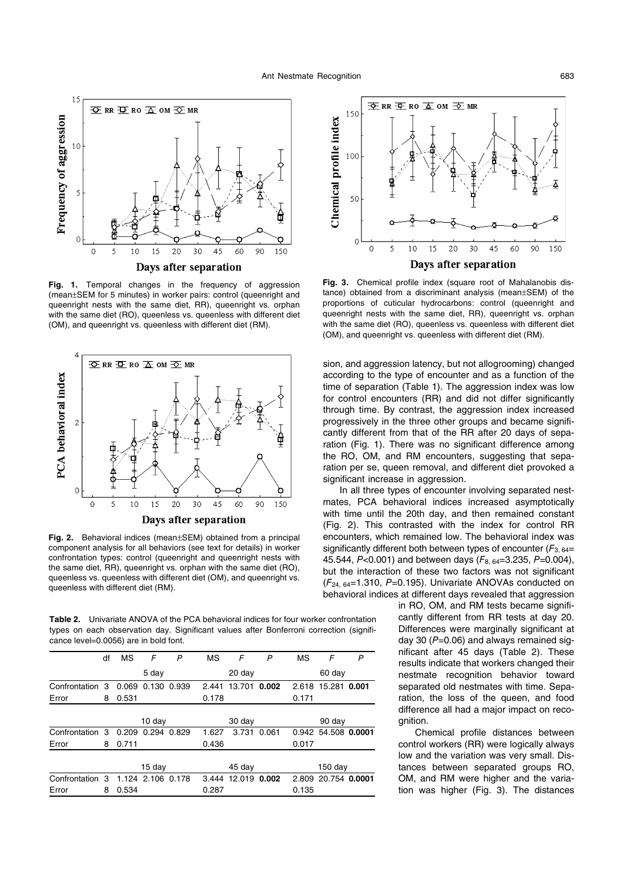**Fig. 1.** Temporal changes in the frequency of aggression (mean±SEM for 5 minutes) in worker pairs: control (queenright and queenright nests with the same diet, RR), queenright vs. orphan with the same diet (RO), queenless vs. queenless with different diet (OM), and queenright vs. queenless with different diet (RM).

**Fig. 2.** Behavioral indices (mean±SEM) obtained from a principal component analysis for all behaviors (see text for details) in worker confrontation types: control (queenright and queenright nests with the same diet, RR), queenright vs. orphan with the same diet (RO), queenless vs. queenless with different diet (OM), and queenright vs. queenless with different diet (RM).

**Table 2.** Univariate ANOVA of the PCA behavioral indices for four worker confrontation types on each observation day. Significant values after Bonferroni correction (significance level=0.0056) are in bold font.

| | df | MS | $F$ | $P$ | MS | $F$ | $P$ | MS | $F$ | $P$ |
|---|---|---|---|---|---|---|---|---|---|---|
| | | 5 day | | | 20 day | | | 60 day | | |
| Confrontation | 3 | 0.069 | 0.130 | 0.939 | 2.441 | 13.701 | **0.002** | 2.618 | 15.281 | **0.001** |
| Error | 8 | 0.531 | | | 0.178 | | | 0.171 | | |
| | | 10 day | | | 30 day | | | 90 day | | |
| Confrontation | 3 | 0.209 | 0.294 | 0.829 | 1.627 | 3.731 | 0.061 | 0.942 | 54.508 | **0.0001** |
| Error | 8 | 0.711 | | | 0.436 | | | 0.017 | | |
| | | 15 day | | | 45 day | | | 150 day | | |
| Confrontation | 3 | 1.124 | 2.106 | 0.178 | 3.444 | 12.019 | **0.002** | 2.809 | 20.754 | **0.0001** |
| Error | 8 | 0.534 | | | 0.287 | | | 0.135 | | |

**Fig. 3.** Chemical profile index (square root of Mahalanobis distance) obtained from a discriminant analysis (mean±SEM) of the proportions of cuticular hydrocarbons: control (queenright and queenright nests with the same diet, RR), queenright vs. orphan with the same diet (RO), queenless vs. queenless with different diet (OM), and queenright vs. queenless with different diet (RM).

sion, and aggression latency, but not allogrooming) changed according to the type of encounter and as a function of the time of separation (Table 1). The aggression index was low for control encounters (RR) and did not differ significantly through time. By contrast, the aggression index increased progressively in the three other groups and became significantly different from that of the RR after 20 days of separation (Fig. 1). There was no significant difference among the RO, OM, and RM encounters, suggesting that separation per se, queen removal, and different diet provoked a significant increase in aggression.

In all three types of encounter involving separated nestmates, PCA behavioral indices increased asymptotically with time until the 20th day, and then remained constant (Fig. 2). This contrasted with the index for control RR encounters, which remained low. The behavioral index was significantly different both between types of encounter ($F_{3, 64}$= 45.544, $P$<0.001) and between days ($F_{8, 64}$=3.235, $P$=0.004), but the interaction of these two factors was not significant ($F_{24, 64}$=1.310, $P$=0.195). Univariate ANOVAs conducted on behavioral indices at different days revealed that aggression in RO, OM, and RM tests became significantly different from RR tests at day 20. Differences were marginally significant at day 30 ($P$=0.06) and always remained significant after 45 days (Table 2). These results indicate that workers changed their nestmate recognition behavior toward separated old nestmates with time. Separation, the loss of the queen, and food difference all had a major impact on recognition.

Chemical profile distances between control workers (RR) were logically always low and the variation was very small. Distances between separated groups RO, OM, and RM were higher and the variation was higher (Fig. 3). The distances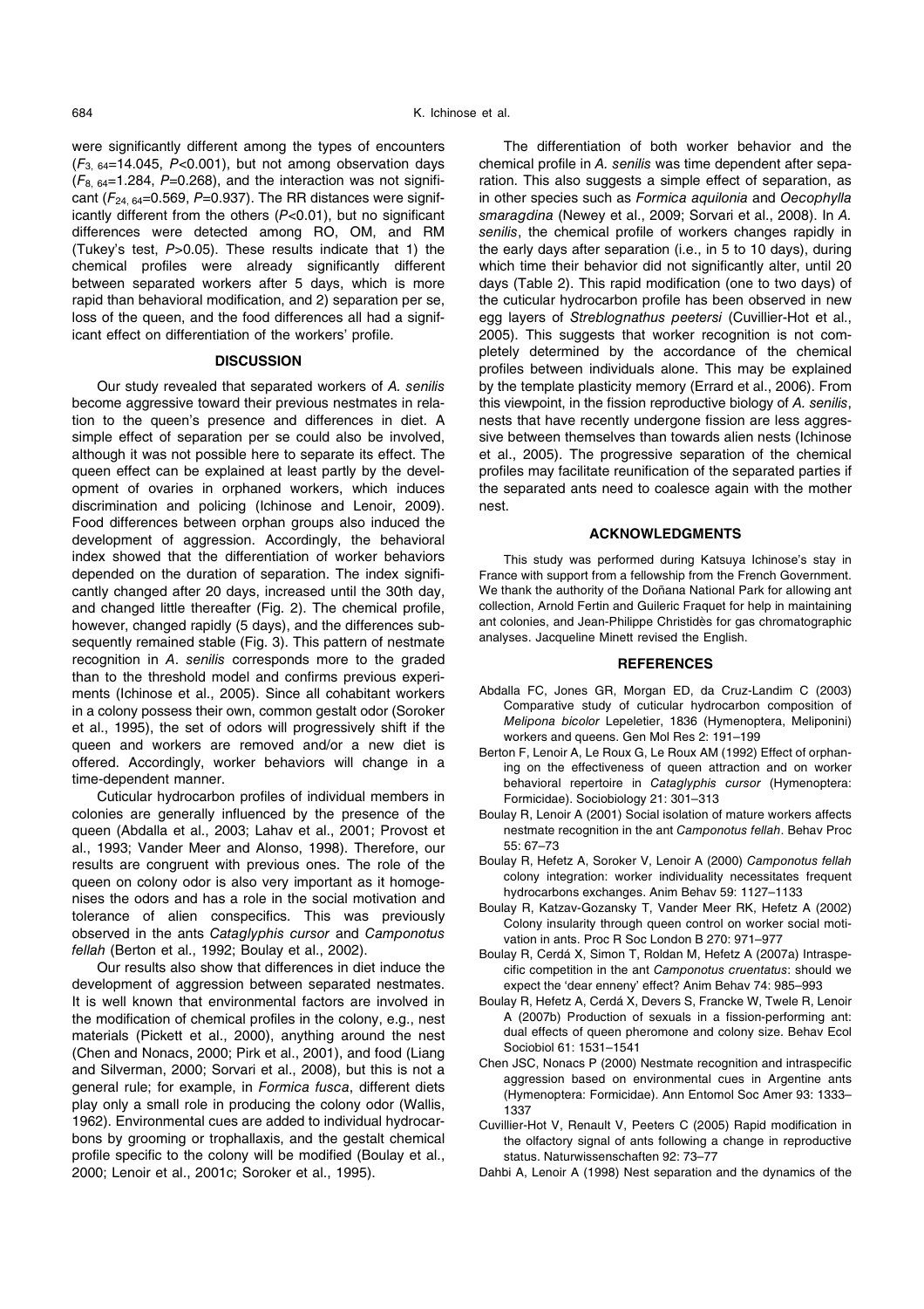were significantly different among the types of encounters ($F_{3,\,64}$=14.045, $P$<0.001), but not among observation days ($F_{8,\,64}$=1.284, $P$=0.268), and the interaction was not significant ($F_{24,\,64}$=0.569, $P$=0.937). The RR distances were significantly different from the others ($P$<0.01), but no significant differences were detected among RO, OM, and RM (Tukey's test, $P$>0.05). These results indicate that 1) the chemical profiles were already significantly different between separated workers after 5 days, which is more rapid than behavioral modification, and 2) separation per se, loss of the queen, and the food differences all had a significant effect on differentiation of the workers' profile.

## DISCUSSION

Our study revealed that separated workers of *A. senilis* become aggressive toward their previous nestmates in relation to the queen's presence and differences in diet. A simple effect of separation per se could also be involved, although it was not possible here to separate its effect. The queen effect can be explained at least partly by the development of ovaries in orphaned workers, which induces discrimination and policing (Ichinose and Lenoir, 2009). Food differences between orphan groups also induced the development of aggression. Accordingly, the behavioral index showed that the differentiation of worker behaviors depended on the duration of separation. The index significantly changed after 20 days, increased until the 30th day, and changed little thereafter (Fig. 2). The chemical profile, however, changed rapidly (5 days), and the differences subsequently remained stable (Fig. 3). This pattern of nestmate recognition in *A. senilis* corresponds more to the graded than to the threshold model and confirms previous experiments (Ichinose et al., 2005). Since all cohabitant workers in a colony possess their own, common gestalt odor (Soroker et al., 1995), the set of odors will progressively shift if the queen and workers are removed and/or a new diet is offered. Accordingly, worker behaviors will change in a time-dependent manner.

Cuticular hydrocarbon profiles of individual members in colonies are generally influenced by the presence of the queen (Abdalla et al., 2003; Lahav et al., 2001; Provost et al., 1993; Vander Meer and Alonso, 1998). Therefore, our results are congruent with previous ones. The role of the queen on colony odor is also very important as it homogenises the odors and has a role in the social motivation and tolerance of alien conspecifics. This was previously observed in the ants *Cataglyphis cursor* and *Camponotus fellah* (Berton et al., 1992; Boulay et al., 2002).

Our results also show that differences in diet induce the development of aggression between separated nestmates. It is well known that environmental factors are involved in the modification of chemical profiles in the colony, e.g., nest materials (Pickett et al., 2000), anything around the nest (Chen and Nonacs, 2000; Pirk et al., 2001), and food (Liang and Silverman, 2000; Sorvari et al., 2008), but this is not a general rule; for example, in *Formica fusca*, different diets play only a small role in producing the colony odor (Wallis, 1962). Environmental cues are added to individual hydrocarbons by grooming or trophallaxis, and the gestalt chemical profile specific to the colony will be modified (Boulay et al., 2000; Lenoir et al., 2001c; Soroker et al., 1995).

The differentiation of both worker behavior and the chemical profile in *A. senilis* was time dependent after separation. This also suggests a simple effect of separation, as in other species such as *Formica aquilonia* and *Oecophylla smaragdina* (Newey et al., 2009; Sorvari et al., 2008). In *A. senilis*, the chemical profile of workers changes rapidly in the early days after separation (i.e., in 5 to 10 days), during which time their behavior did not significantly alter, until 20 days (Table 2). This rapid modification (one to two days) of the cuticular hydrocarbon profile has been observed in new egg layers of *Streblognathus peetersi* (Cuvillier-Hot et al., 2005). This suggests that worker recognition is not completely determined by the accordance of the chemical profiles between individuals alone. This may be explained by the template plasticity memory (Errard et al., 2006). From this viewpoint, in the fission reproductive biology of *A. senilis*, nests that have recently undergone fission are less aggressive between themselves than towards alien nests (Ichinose et al., 2005). The progressive separation of the chemical profiles may facilitate reunification of the separated parties if the separated ants need to coalesce again with the mother nest.

## ACKNOWLEDGMENTS

This study was performed during Katsuya Ichinose's stay in France with support from a fellowship from the French Government. We thank the authority of the Doñana National Park for allowing ant collection, Arnold Fertin and Guileric Fraquet for help in maintaining ant colonies, and Jean-Philippe Christidès for gas chromatographic analyses. Jacqueline Minett revised the English.

## REFERENCES

Abdalla FC, Jones GR, Morgan ED, da Cruz-Landim C (2003) Comparative study of cuticular hydrocarbon composition of *Melipona bicolor* Lepeletier, 1836 (Hymenoptera, Meliponini) workers and queens. Gen Mol Res 2: 191–199

Berton F, Lenoir A, Le Roux G, Le Roux AM (1992) Effect of orphaning on the effectiveness of queen attraction and on worker behavioral repertoire in *Cataglyphis cursor* (Hymenoptera: Formicidae). Sociobiology 21: 301–313

Boulay R, Lenoir A (2001) Social isolation of mature workers affects nestmate recognition in the ant *Camponotus fellah*. Behav Proc 55: 67–73

Boulay R, Hefetz A, Soroker V, Lenoir A (2000) *Camponotus fellah* colony integration: worker individuality necessitates frequent hydrocarbons exchanges. Anim Behav 59: 1127–1133

Boulay R, Katzav-Gozansky T, Vander Meer RK, Hefetz A (2002) Colony insularity through queen control on worker social motivation in ants. Proc R Soc London B 270: 971–977

Boulay R, Cerdá X, Simon T, Roldan M, Hefetz A (2007a) Intraspecific competition in the ant *Camponotus cruentatus*: should we expect the 'dear enneny' effect? Anim Behav 74: 985–993

Boulay R, Hefetz A, Cerdá X, Devers S, Francke W, Twele R, Lenoir A (2007b) Production of sexuals in a fission-performing ant: dual effects of queen pheromone and colony size. Behav Ecol Sociobiol 61: 1531–1541

Chen JSC, Nonacs P (2000) Nestmate recognition and intraspecific aggression based on environmental cues in Argentine ants (Hymenoptera: Formicidae). Ann Entomol Soc Amer 93: 1333–1337

Cuvillier-Hot V, Renault V, Peeters C (2005) Rapid modification in the olfactory signal of ants following a change in reproductive status. Naturwissenschaften 92: 73–77

Dahbi A, Lenoir A (1998) Nest separation and the dynamics of the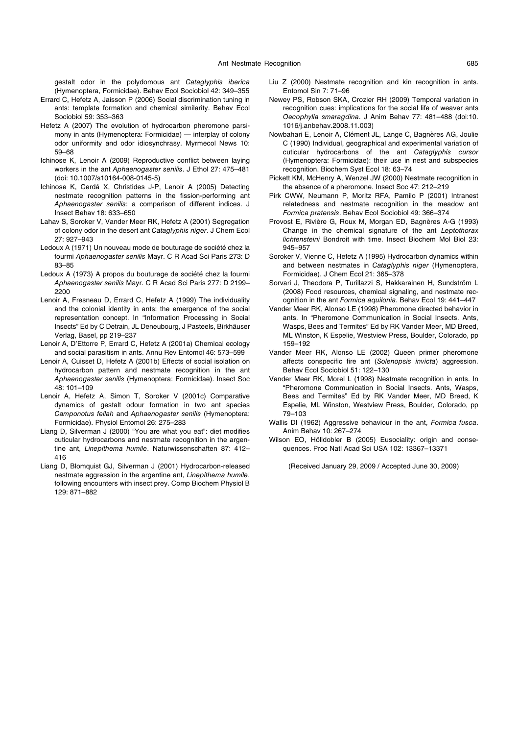gestalt odor in the polydomous ant *Cataglyphis iberica* (Hymenoptera, Formicidae). Behav Ecol Sociobiol 42: 349–355

Errard C, Hefetz A, Jaisson P (2006) Social discrimination tuning in ants: template formation and chemical similarity. Behav Ecol Sociobiol 59: 353–363

Hefetz A (2007) The evolution of hydrocarbon pheromone parsimony in ants (Hymenoptera: Formicidae) — interplay of colony odor uniformity and odor idiosynchrasy. Myrmecol News 10: 59–68

Ichinose K, Lenoir A (2009) Reproductive conflict between laying workers in the ant *Aphaenogaster senilis*. J Ethol 27: 475–481 (doi: 10.1007/s10164-008-0145-5)

Ichinose K, Cerdá X, Christides J-P, Lenoir A (2005) Detecting nestmate recognition patterns in the fission-performing ant *Aphaenogaster senilis*: a comparison of different indices. J Insect Behav 18: 633–650

Lahav S, Soroker V, Vander Meer RK, Hefetz A (2001) Segregation of colony odor in the desert ant *Cataglyphis niger*. J Chem Ecol 27: 927–943

Ledoux A (1971) Un nouveau mode de bouturage de société chez la fourmi *Aphaenogaster senilis* Mayr. C R Acad Sci Paris 273: D 83–85

Ledoux A (1973) A propos du bouturage de société chez la fourmi *Aphaenogaster senilis* Mayr. C R Acad Sci Paris 277: D 2199–2200

Lenoir A, Fresneau D, Errard C, Hefetz A (1999) The individuality and the colonial identity in ants: the emergence of the social representation concept. In "Information Processing in Social Insects" Ed by C Detrain, JL Deneubourg, J Pasteels, Birkhäuser Verlag, Basel, pp 219–237

Lenoir A, D'Ettorre P, Errard C, Hefetz A (2001a) Chemical ecology and social parasitism in ants. Annu Rev Entomol 46: 573–599

Lenoir A, Cuisset D, Hefetz A (2001b) Effects of social isolation on hydrocarbon pattern and nestmate recognition in the ant *Aphaenogaster senilis* (Hymenoptera: Formicidae). Insect Soc 48: 101–109

Lenoir A, Hefetz A, Simon T, Soroker V (2001c) Comparative dynamics of gestalt odour formation in two ant species *Camponotus fellah* and *Aphaenogaster senilis* (Hymenoptera: Formicidae). Physiol Entomol 26: 275–283

Liang D, Silverman J (2000) "You are what you eat": diet modifies cuticular hydrocarbons and nestmate recognition in the argentine ant, *Linepithema humile*. Naturwissenschaften 87: 412–416

Liang D, Blomquist GJ, Silverman J (2001) Hydrocarbon-released nestmate aggression in the argentine ant, *Linepithema humile*, following encounters with insect prey. Comp Biochem Physiol B 129: 871–882

Liu Z (2000) Nestmate recognition and kin recognition in ants. Entomol Sin 7: 71–96

Newey PS, Robson SKA, Crozier RH (2009) Temporal variation in recognition cues: implications for the social life of weaver ants *Oecophylla smaragdina*. J Anim Behav 77: 481–488 (doi:10.1016/j.anbehav.2008.11.003)

Nowbahari E, Lenoir A, Clément JL, Lange C, Bagnères AG, Joulie C (1990) Individual, geographical and experimental variation of cuticular hydrocarbons of the ant *Cataglyphis cursor* (Hymenoptera: Formicidae): their use in nest and subspecies recognition. Biochem Syst Ecol 18: 63–74

Pickett KM, McHenry A, Wenzel JW (2000) Nestmate recognition in the absence of a pheromone. Insect Soc 47: 212–219

Pirk CWW, Neumann P, Moritz RFA, Pamilo P (2001) Intranest relatedness and nestmate recognition in the meadow ant *Formica pratensis*. Behav Ecol Sociobiol 49: 366–374

Provost E, Rivière G, Roux M, Morgan ED, Bagnères A-G (1993) Change in the chemical signature of the ant *Leptothorax lichtensteini* Bondroit with time. Insect Biochem Mol Biol 23: 945–957

Soroker V, Vienne C, Hefetz A (1995) Hydrocarbon dynamics within and between nestmates in *Cataglyphis niger* (Hymenoptera, Formicidae). J Chem Ecol 21: 365–378

Sorvari J, Theodora P, Turillazzi S, Hakkarainen H, Sundström L (2008) Food resources, chemical signaling, and nestmate recognition in the ant *Formica aquilonia*. Behav Ecol 19: 441–447

Vander Meer RK, Alonso LE (1998) Pheromone directed behavior in ants. In "Pheromone Communication in Social Insects. Ants, Wasps, Bees and Termites" Ed by RK Vander Meer, MD Breed, ML Winston, K Espelie, Westview Press, Boulder, Colorado, pp 159–192

Vander Meer RK, Alonso LE (2002) Queen primer pheromone affects conspecific fire ant (*Solenopsis invicta*) aggression. Behav Ecol Sociobiol 51: 122–130

Vander Meer RK, Morel L (1998) Nestmate recognition in ants. In "Pheromone Communication in Social Insects. Ants, Wasps, Bees and Termites" Ed by RK Vander Meer, MD Breed, K Espelie, ML Winston, Westview Press, Boulder, Colorado, pp 79–103

Wallis DI (1962) Aggressive behaviour in the ant, *Formica fusca*. Anim Behav 10: 267–274

Wilson EO, Hölldobler B (2005) Eusociality: origin and consequences. Proc Natl Acad Sci USA 102: 13367–13371

(Received January 29, 2009 / Accepted June 30, 2009)